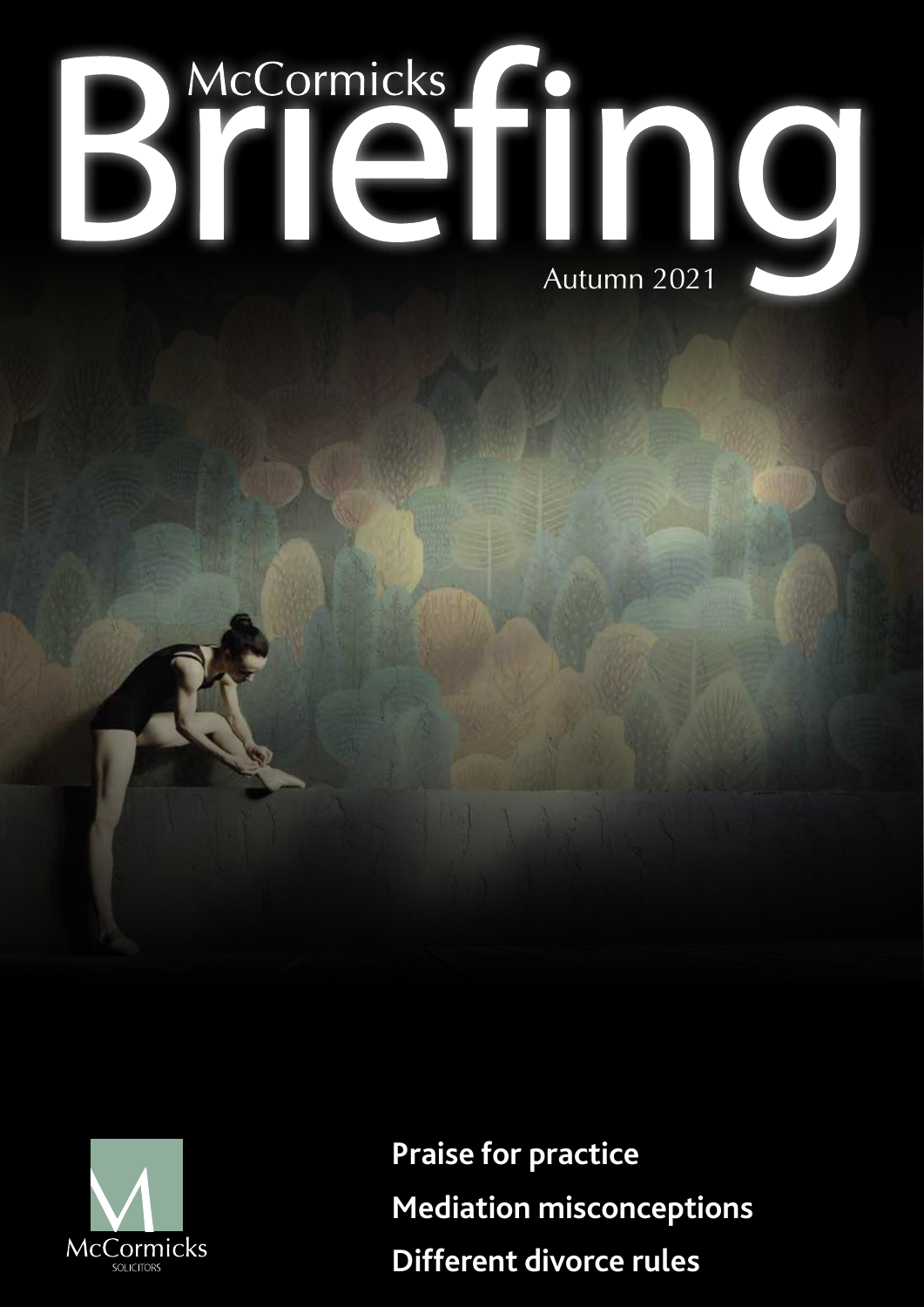# McCormicks Briefing

Autumn 2021

McCormicks
SOLICITORS

**Praise for practice**

**Mediation misconceptions**

**Different divorce rules**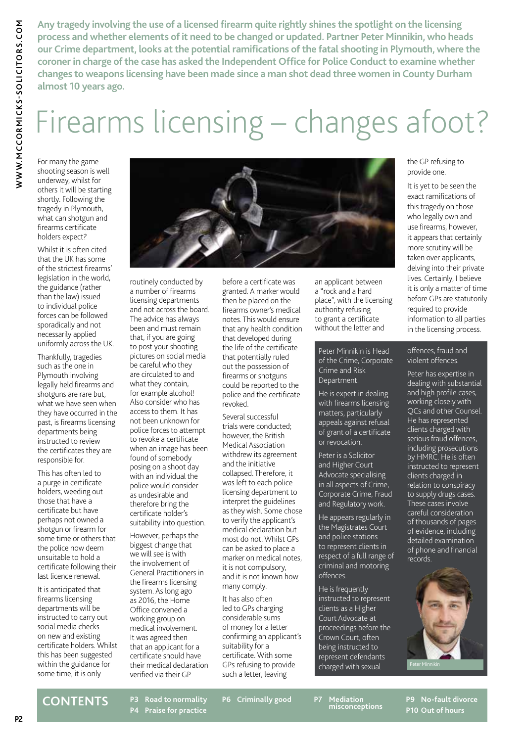**Any tragedy involving the use of a licensed firearm quite rightly shines the spotlight on the licensing process and whether elements of it need to be changed or updated. Partner Peter Minnikin, who heads our Crime department, looks at the potential ramifications of the fatal shooting in Plymouth, where the coroner in charge of the case has asked the Independent Office for Police Conduct to examine whether changes to weapons licensing have been made since a man shot dead three women in County Durham almost 10 years ago.**

# Firearms licensing – changes afoot?

For many the game shooting season is well underway, whilst for others it will be starting shortly. Following the tragedy in Plymouth, what can shotgun and firearms certificate holders expect?

Whilst it is often cited that the UK has some of the strictest firearms' legislation in the world, the guidance (rather than the law) issued to individual police forces can be followed sporadically and not necessarily applied uniformly across the UK.

Thankfully, tragedies such as the one in Plymouth involving legally held firearms and shotguns are rare but, what we have seen when they have occurred in the past, is firearms licensing departments being instructed to review the certificates they are responsible for.

This has often led to a purge in certificate holders, weeding out those that have a certificate but have perhaps not owned a shotgun or firearm for some time or others that the police now deem unsuitable to hold a certificate following their last licence renewal.

It is anticipated that firearms licensing departments will be instructed to carry out social media checks on new and existing certificate holders. Whilst this has been suggested within the guidance for some time, it is only routinely conducted by a number of firearms licensing departments and not across the board. The advice has always been and must remain that, if you are going to post your shooting pictures on social media be careful who they are circulated to and what they contain, for example alcohol! Also consider who has access to them. It has not been unknown for police forces to attempt to revoke a certificate when an image has been found of somebody posing on a shoot day with an individual the police would consider as undesirable and therefore bring the certificate holder's suitability into question.

However, perhaps the biggest change that we will see is with the involvement of General Practitioners in the firearms licensing system. As long ago as 2016, the Home Office convened a working group on medical involvement. It was agreed then that an applicant for a certificate should have their medical declaration verified via their GP before a certificate was granted. A marker would then be placed on the firearms owner's medical notes. This would ensure that any health condition that developed during the life of the certificate that potentially ruled out the possession of firearms or shotguns could be reported to the police and the certificate revoked.

Several successful trials were conducted; however, the British Medical Association withdrew its agreement and the initiative collapsed. Therefore, it was left to each police licensing department to interpret the guidelines as they wish. Some chose to verify the applicant's medical declaration but most do not. Whilst GPs can be asked to place a marker on medical notes, it is not compulsory, and it is not known how many comply.

It has also often led to GPs charging considerable sums of money for a letter confirming an applicant's suitability for a certificate. With some GPs refusing to provide such a letter, leaving an applicant between a "rock and a hard place", with the licensing authority refusing to grant a certificate without the letter and the GP refusing to provide one.

It is yet to be seen the exact ramifications of this tragedy on those who legally own and use firearms, however, it appears that certainly more scrutiny will be taken over applicants, delving into their private lives. Certainly, I believe it is only a matter of time before GPs are statutorily required to provide information to all parties in the licensing process.

Peter Minnikin is Head of the Crime, Corporate Crime and Risk Department.

He is expert in dealing with firearms licensing matters, particularly appeals against refusal of grant of a certificate or revocation.

Peter is a Solicitor and Higher Court Advocate specialising in all aspects of Crime, Corporate Crime, Fraud and Regulatory work.

He appears regularly in the Magistrates Court and police stations to represent clients in respect of a full range of criminal and motoring offences.

He is frequently instructed to represent clients as a Higher Court Advocate at proceedings before the Crown Court, often being instructed to represent defendants charged with sexual offences, fraud and violent offences.

Peter has expertise in dealing with substantial and high profile cases, working closely with QCs and other Counsel. He has represented clients charged with serious fraud offences, including prosecutions by HMRC. He is often instructed to represent clients charged in relation to conspiracy to supply drugs cases. These cases involve careful consideration of thousands of pages of evidence, including detailed examination of phone and financial records.

Peter Minnikin

## CONTENTS

- P3 Road to normality
- P4 Praise for practice
- P6 Criminally good
- P7 Mediation misconceptions
- P9 No-fault divorce
- P10 Out of hours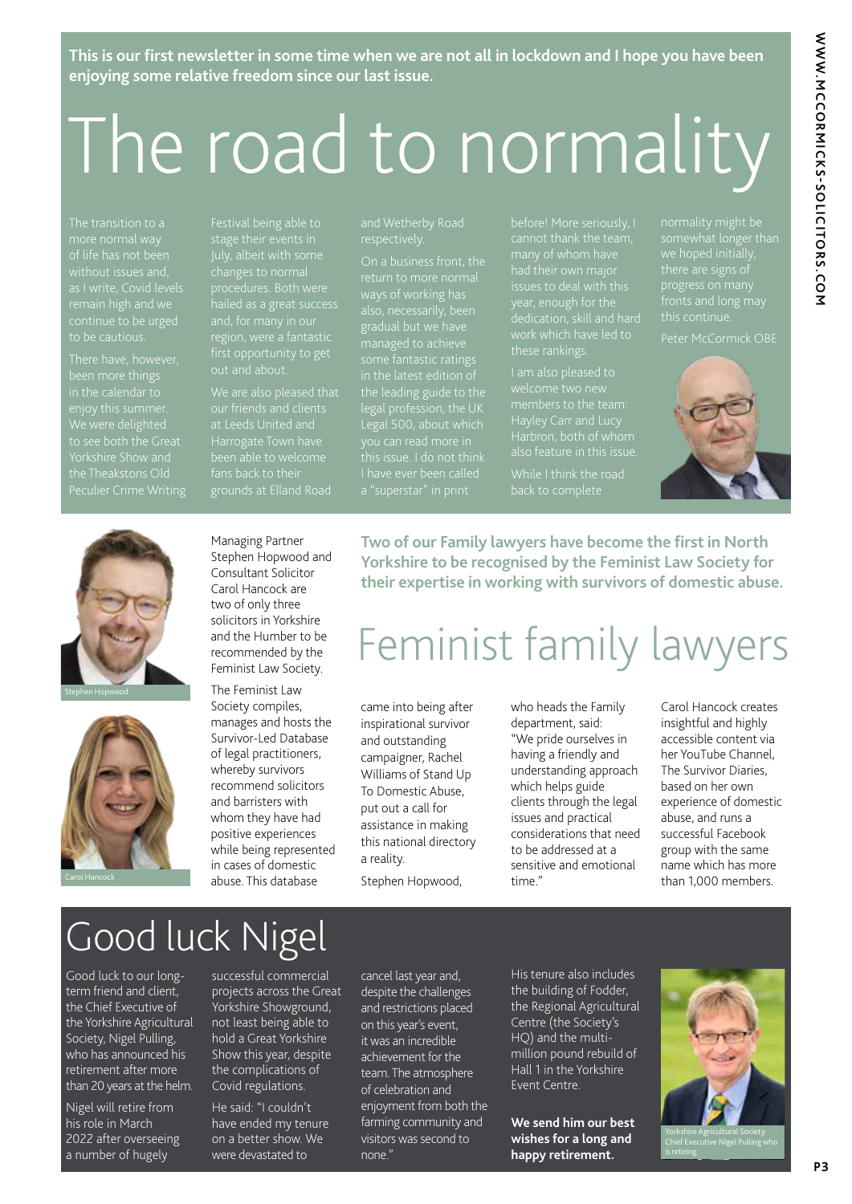**This is our first newsletter in some time when we are not all in lockdown and I hope you have been enjoying some relative freedom since our last issue.**

# The road to normality

The transition to a more normal way of life has not been without issues and, as I write, Covid levels remain high and we continue to be urged to be cautious.

There have, however, been more things in the calendar to enjoy this summer. We were delighted to see both the Great Yorkshire Show and the Theakstons Old Peculier Crime Writing Festival being able to stage their events in July, albeit with some changes to normal procedures. Both were hailed as a great success and, for many in our region, were a fantastic first opportunity to get out and about.

We are also pleased that our friends and clients at Leeds United and Harrogate Town have been able to welcome fans back to their grounds at Elland Road and Wetherby Road respectively.

On a business front, the return to more normal ways of working has also, necessarily, been gradual but we have managed to achieve some fantastic ratings in the latest edition of the leading guide to the legal profession, the UK Legal 500, about which you can read more in this issue. I do not think I have ever been called a "superstar" in print before! More seriously, I cannot thank the team, many of whom have had their own major issues to deal with this year, enough for the dedication, skill and hard work which have led to these rankings.

I am also pleased to welcome two new members to the team: Hayley Carr and Lucy Harbron, both of whom also feature in this issue.

While I think the road back to complete normality might be somewhat longer than we hoped initially, there are signs of progress on many fronts and long may this continue.

Peter McCormick OBE

# Feminist family lawyers

**Two of our Family lawyers have become the first in North Yorkshire to be recognised by the Feminist Law Society for their expertise in working with survivors of domestic abuse.**

Stephen Hopwood

Carol Hancock

Managing Partner Stephen Hopwood and Consultant Solicitor Carol Hancock are two of only three solicitors in Yorkshire and the Humber to be recommended by the Feminist Law Society.

The Feminist Law Society compiles, manages and hosts the Survivor-Led Database of legal practitioners, whereby survivors recommend solicitors and barristers with whom they have had positive experiences while being represented in cases of domestic abuse. This database came into being after inspirational survivor and outstanding campaigner, Rachel Williams of Stand Up To Domestic Abuse, put out a call for assistance in making this national directory a reality.

Stephen Hopwood, who heads the Family department, said: "We pride ourselves in having a friendly and understanding approach which helps guide clients through the legal issues and practical considerations that need to be addressed at a sensitive and emotional time."

Carol Hancock creates insightful and highly accessible content via her YouTube Channel, The Survivor Diaries, based on her own experience of domestic abuse, and runs a successful Facebook group with the same name which has more than 1,000 members.

# Good luck Nigel

Good luck to our long-term friend and client, the Chief Executive of the Yorkshire Agricultural Society, Nigel Pulling, who has announced his retirement after more than 20 years at the helm.

Nigel will retire from his role in March 2022 after overseeing a number of hugely successful commercial projects across the Great Yorkshire Showground, not least being able to hold a Great Yorkshire Show this year, despite the complications of Covid regulations.

He said: "I couldn't have ended my tenure on a better show. We were devastated to cancel last year and, despite the challenges and restrictions placed on this year's event, it was an incredible achievement for the team. The atmosphere of celebration and enjoyment from both the farming community and visitors was second to none."

His tenure also includes the building of Fodder, the Regional Agricultural Centre (the Society's HQ) and the multi-million pound rebuild of Hall 1 in the Yorkshire Event Centre.

**We send him our best wishes for a long and happy retirement.**

Yorkshire Agricultural Society Chief Executive Nigel Pulling who is retiring.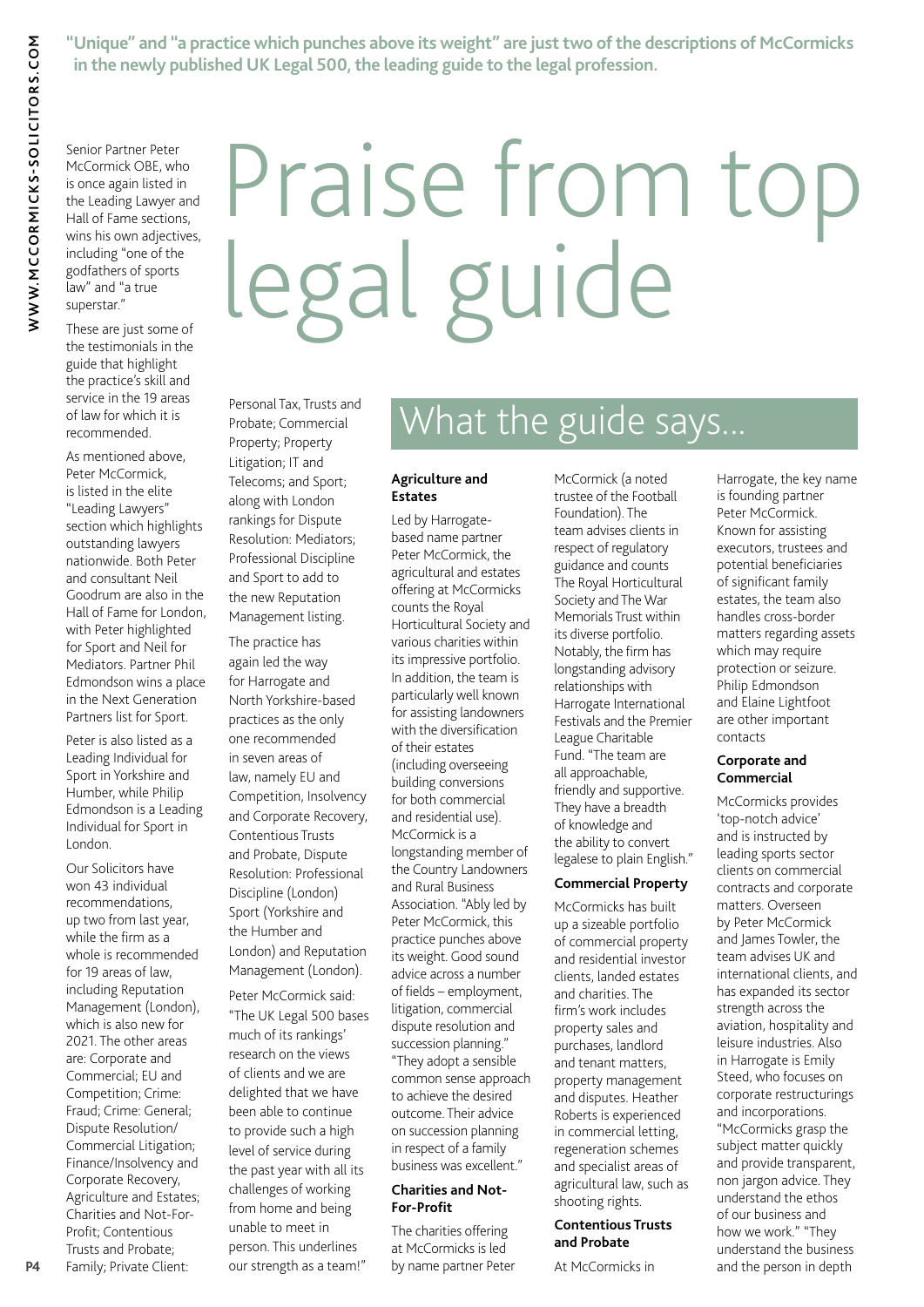**"Unique" and "a practice which punches above its weight" are just two of the descriptions of McCormicks in the newly published UK Legal 500, the leading guide to the legal profession.**

# Praise from top legal guide

Senior Partner Peter McCormick OBE, who is once again listed in the Leading Lawyer and Hall of Fame sections, wins his own adjectives, including "one of the godfathers of sports law" and "a true superstar."

These are just some of the testimonials in the guide that highlight the practice's skill and service in the 19 areas of law for which it is recommended.

As mentioned above, Peter McCormick, is listed in the elite "Leading Lawyers" section which highlights outstanding lawyers nationwide. Both Peter and consultant Neil Goodrum are also in the Hall of Fame for London, with Peter highlighted for Sport and Neil for Mediators. Partner Phil Edmondson wins a place in the Next Generation Partners list for Sport.

Peter is also listed as a Leading Individual for Sport in Yorkshire and Humber, while Philip Edmondson is a Leading Individual for Sport in London.

Our Solicitors have won 43 individual recommendations, up two from last year, while the firm as a whole is recommended for 19 areas of law, including Reputation Management (London), which is also new for 2021. The other areas are: Corporate and Commercial; EU and Competition; Crime: Fraud; Crime: General; Dispute Resolution/ Commercial Litigation; Finance/Insolvency and Corporate Recovery, Agriculture and Estates; Charities and Not-For-Profit; Contentious Trusts and Probate; Family; Private Client: Personal Tax, Trusts and Probate; Commercial Property; Property Litigation; IT and Telecoms; and Sport; along with London rankings for Dispute Resolution: Mediators; Professional Discipline and Sport to add to the new Reputation Management listing.

The practice has again led the way for Harrogate and North Yorkshire-based practices as the only one recommended in seven areas of law, namely EU and Competition, Insolvency and Corporate Recovery, Contentious Trusts and Probate, Dispute Resolution: Professional Discipline (London) Sport (Yorkshire and the Humber and London) and Reputation Management (London).

Peter McCormick said: "The UK Legal 500 bases much of its rankings' research on the views of clients and we are delighted that we have been able to continue to provide such a high level of service during the past year with all its challenges of working from home and being unable to meet in person. This underlines our strength as a team!"

## What the guide says...

### Agriculture and Estates

Led by Harrogate-based name partner Peter McCormick, the agricultural and estates offering at McCormicks counts the Royal Horticultural Society and various charities within its impressive portfolio. In addition, the team is particularly well known for assisting landowners with the diversification of their estates (including overseeing building conversions for both commercial and residential use). McCormick is a longstanding member of the Country Landowners and Rural Business Association. "Ably led by Peter McCormick, this practice punches above its weight. Good sound advice across a number of fields – employment, litigation, commercial dispute resolution and succession planning." "They adopt a sensible common sense approach to achieve the desired outcome. Their advice on succession planning in respect of a family business was excellent."

### Charities and Not-For-Profit

The charities offering at McCormicks is led by name partner Peter McCormick (a noted trustee of the Football Foundation). The team advises clients in respect of regulatory guidance and counts The Royal Horticultural Society and The War Memorials Trust within its diverse portfolio. Notably, the firm has longstanding advisory relationships with Harrogate International Festivals and the Premier League Charitable Fund. "The team are all approachable, friendly and supportive. They have a breadth of knowledge and the ability to convert legalese to plain English."

### Commercial Property

McCormicks has built up a sizeable portfolio of commercial property and residential investor clients, landed estates and charities. The firm's work includes property sales and purchases, landlord and tenant matters, property management and disputes. Heather Roberts is experienced in commercial letting, regeneration schemes and specialist areas of agricultural law, such as shooting rights.

### Contentious Trusts and Probate

At McCormicks in Harrogate, the key name is founding partner Peter McCormick. Known for assisting executors, trustees and potential beneficiaries of significant family estates, the team also handles cross-border matters regarding assets which may require protection or seizure. Philip Edmondson and Elaine Lightfoot are other important contacts

### Corporate and Commercial

McCormicks provides 'top-notch advice' and is instructed by leading sports sector clients on commercial contracts and corporate matters. Overseen by Peter McCormick and James Towler, the team advises UK and international clients, and has expanded its sector strength across the aviation, hospitality and leisure industries. Also in Harrogate is Emily Steed, who focuses on corporate restructurings and incorporations. "McCormicks grasp the subject matter quickly and provide transparent, non jargon advice. They understand the ethos of our business and how we work." "They understand the business and the person in depth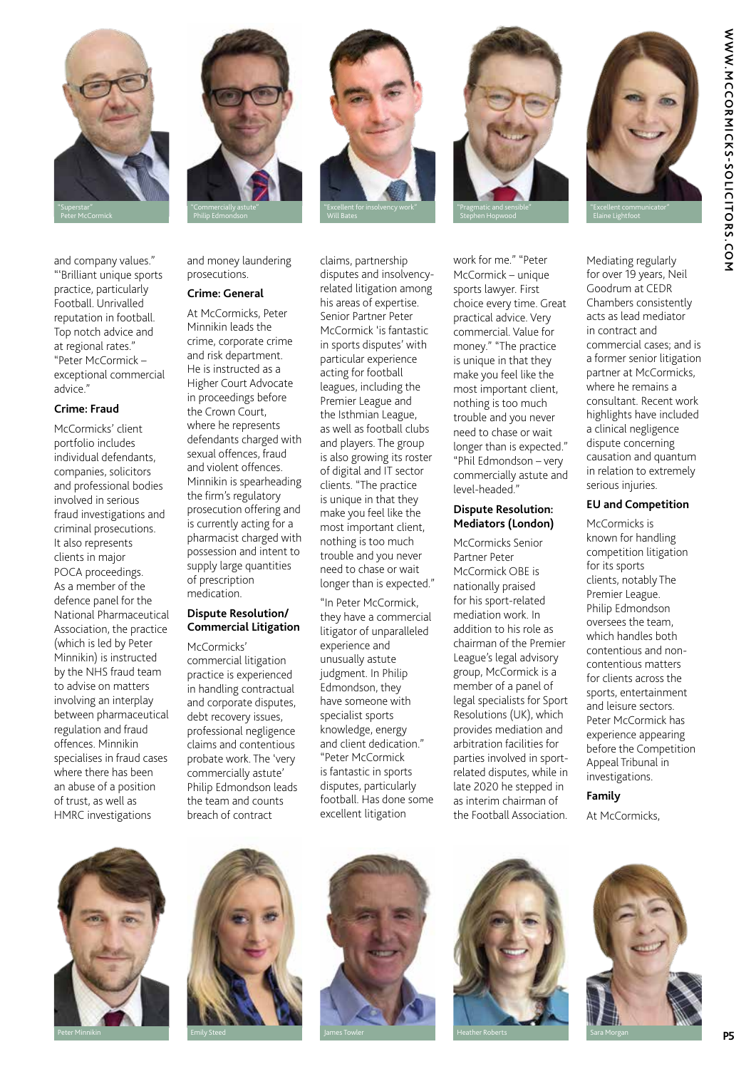"Superstar"
Peter McCormick

"Commercially astute"
Philip Edmondson

"Excellent for insolvency work"
Will Bates

"Pragmatic and sensible"
Stephen Hopwood

"Excellent communicator"
Elaine Lightfoot

and company values." "'Brilliant unique sports practice, particularly Football. Unrivalled reputation in football. Top notch advice and at regional rates." "Peter McCormick – exceptional commercial advice."

**Crime: Fraud**

McCormicks' client portfolio includes individual defendants, companies, solicitors and professional bodies involved in serious fraud investigations and criminal prosecutions. It also represents clients in major POCA proceedings. As a member of the defence panel for the National Pharmaceutical Association, the practice (which is led by Peter Minnikin) is instructed by the NHS fraud team to advise on matters involving an interplay between pharmaceutical regulation and fraud offences. Minnikin specialises in fraud cases where there has been an abuse of a position of trust, as well as HMRC investigations and money laundering prosecutions.

**Crime: General**

At McCormicks, Peter Minnikin leads the crime, corporate crime and risk department. He is instructed as a Higher Court Advocate in proceedings before the Crown Court, where he represents defendants charged with sexual offences, fraud and violent offences. Minnikin is spearheading the firm's regulatory prosecution offering and is currently acting for a pharmacist charged with possession and intent to supply large quantities of prescription medication.

**Dispute Resolution/ Commercial Litigation**

McCormicks' commercial litigation practice is experienced in handling contractual and corporate disputes, debt recovery issues, professional negligence claims and contentious probate work. The 'very commercially astute' Philip Edmondson leads the team and counts breach of contract claims, partnership disputes and insolvency-related litigation among his areas of expertise. Senior Partner Peter McCormick 'is fantastic in sports disputes' with particular experience acting for football leagues, including the Premier League and the Isthmian League, as well as football clubs and players. The group is also growing its roster of digital and IT sector clients. "The practice is unique in that they make you feel like the most important client, nothing is too much trouble and you never need to chase or wait longer than is expected."

"In Peter McCormick, they have a commercial litigator of unparalleled experience and unusually astute judgment. In Philip Edmondson, they have someone with specialist sports knowledge, energy and client dedication." "Peter McCormick is fantastic in sports disputes, particularly football. Has done some excellent litigation work for me." "Peter McCormick – unique sports lawyer. First choice every time. Great practical advice. Very commercial. Value for money." "The practice is unique in that they make you feel like the most important client, nothing is too much trouble and you never need to chase or wait longer than is expected." "Phil Edmondson – very commercially astute and level-headed."

**Dispute Resolution: Mediators (London)**

McCormicks Senior Partner Peter McCormick OBE is nationally praised for his sport-related mediation work. In addition to his role as chairman of the Premier League's legal advisory group, McCormick is a member of a panel of legal specialists for Sport Resolutions (UK), which provides mediation and arbitration facilities for parties involved in sport-related disputes, while in late 2020 he stepped in as interim chairman of the Football Association. Mediating regularly for over 19 years, Neil Goodrum at CEDR Chambers consistently acts as lead mediator in contract and commercial cases; and is a former senior litigation partner at McCormicks, where he remains a consultant. Recent work highlights have included a clinical negligence dispute concerning causation and quantum in relation to extremely serious injuries.

**EU and Competition**

McCormicks is known for handling competition litigation for its sports clients, notably The Premier League. Philip Edmondson oversees the team, which handles both contentious and non-contentious matters for clients across the sports, entertainment and leisure sectors. Peter McCormick has experience appearing before the Competition Appeal Tribunal in investigations.

**Family**

At McCormicks,

Peter Minnikin

Emily Steed

James Towler

Heather Roberts

Sara Morgan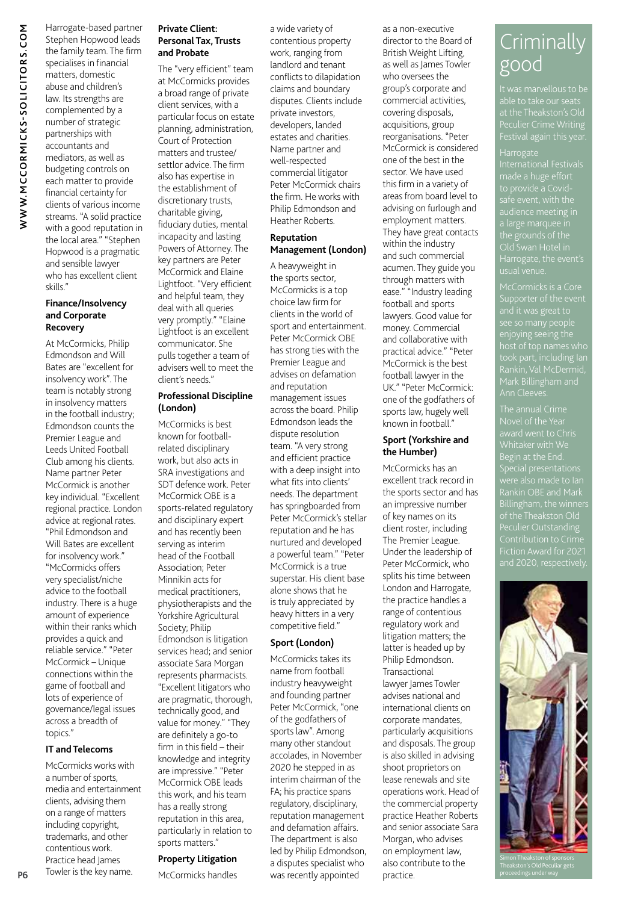Harrogate-based partner Stephen Hopwood leads the family team. The firm specialises in financial matters, domestic abuse and children's law. Its strengths are complemented by a number of strategic partnerships with accountants and mediators, as well as budgeting controls on each matter to provide financial certainty for clients of various income streams. "A solid practice with a good reputation in the local area." "Stephen Hopwood is a pragmatic and sensible lawyer who has excellent client skills."

### Finance/Insolvency and Corporate Recovery

At McCormicks, Philip Edmondson and Will Bates are "excellent for insolvency work". The team is notably strong in insolvency matters in the football industry; Edmondson counts the Premier League and Leeds United Football Club among his clients. Name partner Peter McCormick is another key individual. "Excellent regional practice. London advice at regional rates. "Phil Edmondson and Will Bates are excellent for insolvency work." "McCormicks offers very specialist/niche advice to the football industry. There is a huge amount of experience within their ranks which provides a quick and reliable service." "Peter McCormick – Unique connections within the game of football and lots of experience of governance/legal issues across a breadth of topics."

### IT and Telecoms

McCormicks works with a number of sports, media and entertainment clients, advising them on a range of matters including copyright, trademarks, and other contentious work. Practice head James Towler is the key name.

### Private Client: Personal Tax, Trusts and Probate

The "very efficient" team at McCormicks provides a broad range of private client services, with a particular focus on estate planning, administration, Court of Protection matters and trustee/settlor advice. The firm also has expertise in the establishment of discretionary trusts, charitable giving, fiduciary duties, mental incapacity and lasting Powers of Attorney. The key partners are Peter McCormick and Elaine Lightfoot. "Very efficient and helpful team, they deal with all queries very promptly." "Elaine Lightfoot is an excellent communicator. She pulls together a team of advisers well to meet the client's needs."

### Professional Discipline (London)

McCormicks is best known for football-related disciplinary work, but also acts in SRA investigations and SDT defence work. Peter McCormick OBE is a sports-related regulatory and disciplinary expert and has recently been serving as interim head of the Football Association; Peter Minnikin acts for medical practitioners, physiotherapists and the Yorkshire Agricultural Society; Philip Edmondson is litigation services head; and senior associate Sara Morgan represents pharmacists. "Excellent litigators who are pragmatic, thorough, technically good, and value for money." "They are definitely a go-to firm in this field – their knowledge and integrity are impressive." "Peter McCormick OBE leads this work, and his team has a really strong reputation in this area, particularly in relation to sports matters."

### Property Litigation

McCormicks handles a wide variety of contentious property work, ranging from landlord and tenant conflicts to dilapidation claims and boundary disputes. Clients include private investors, developers, landed estates and charities. Name partner and well-respected commercial litigator Peter McCormick chairs the firm. He works with Philip Edmondson and Heather Roberts.

### Reputation Management (London)

A heavyweight in the sports sector, McCormicks is a top choice law firm for clients in the world of sport and entertainment. Peter McCormick OBE has strong ties with the Premier League and advises on defamation and reputation management issues across the board. Philip Edmondson leads the dispute resolution team. "A very strong and efficient practice with a deep insight into what fits into clients' needs. The department has springboarded from Peter McCormick's stellar reputation and he has nurtured and developed a powerful team." "Peter McCormick is a true superstar. His client base alone shows that he is truly appreciated by heavy hitters in a very competitive field."

### Sport (London)

McCormicks takes its name from football industry heavyweight and founding partner Peter McCormick, "one of the godfathers of sports law". Among many other standout accolades, in November 2020 he stepped in as interim chairman of the FA; his practice spans regulatory, disciplinary, reputation management and defamation affairs. The department is also led by Philip Edmondson, a disputes specialist who was recently appointed as a non-executive director to the Board of British Weight Lifting, as well as James Towler who oversees the group's corporate and commercial activities, covering disposals, acquisitions, group reorganisations. "Peter McCormick is considered one of the best in the sector. We have used this firm in a variety of areas from board level to advising on furlough and employment matters. They have great contacts within the industry and such commercial acumen. They guide you through matters with ease." "Industry leading football and sports lawyers. Good value for money. Commercial and collaborative with practical advice." "Peter McCormick is the best football lawyer in the UK." "Peter McCormick: one of the godfathers of sports law, hugely well known in football."

### Sport (Yorkshire and the Humber)

McCormicks has an excellent track record in the sports sector and has an impressive number of key names on its client roster, including The Premier League. Under the leadership of Peter McCormick, who splits his time between London and Harrogate, the practice handles a range of contentious regulatory work and litigation matters; the latter is headed up by Philip Edmondson. Transactional lawyer James Towler advises national and international clients on corporate mandates, particularly acquisitions and disposals. The group is also skilled in advising shoot proprietors on lease renewals and site operations work. Head of the commercial property practice Heather Roberts and senior associate Sara Morgan, who advises on employment law, also contribute to the practice.

## Criminally good

It was marvellous to be able to take our seats at the Theakston's Old Peculier Crime Writing Festival again this year.

Harrogate International Festivals made a huge effort to provide a Covid-safe event, with the audience meeting in a large marquee in the grounds of the Old Swan Hotel in Harrogate, the event's usual venue.

McCormicks is a Core Supporter of the event and it was great to see so many people enjoying seeing the host of top names who took part, including Ian Rankin, Val McDermid, Mark Billingham and Ann Cleeves.

The annual Crime Novel of the Year award went to Chris Whitaker with We Begin at the End. Special presentations were also made to Ian Rankin OBE and Mark Billingham, the winners of the Theakston Old Peculier Outstanding Contribution to Crime Fiction Award for 2021 and 2020, respectively.

Simon Theakston of sponsors Theakston's Old Peculier gets proceedings under way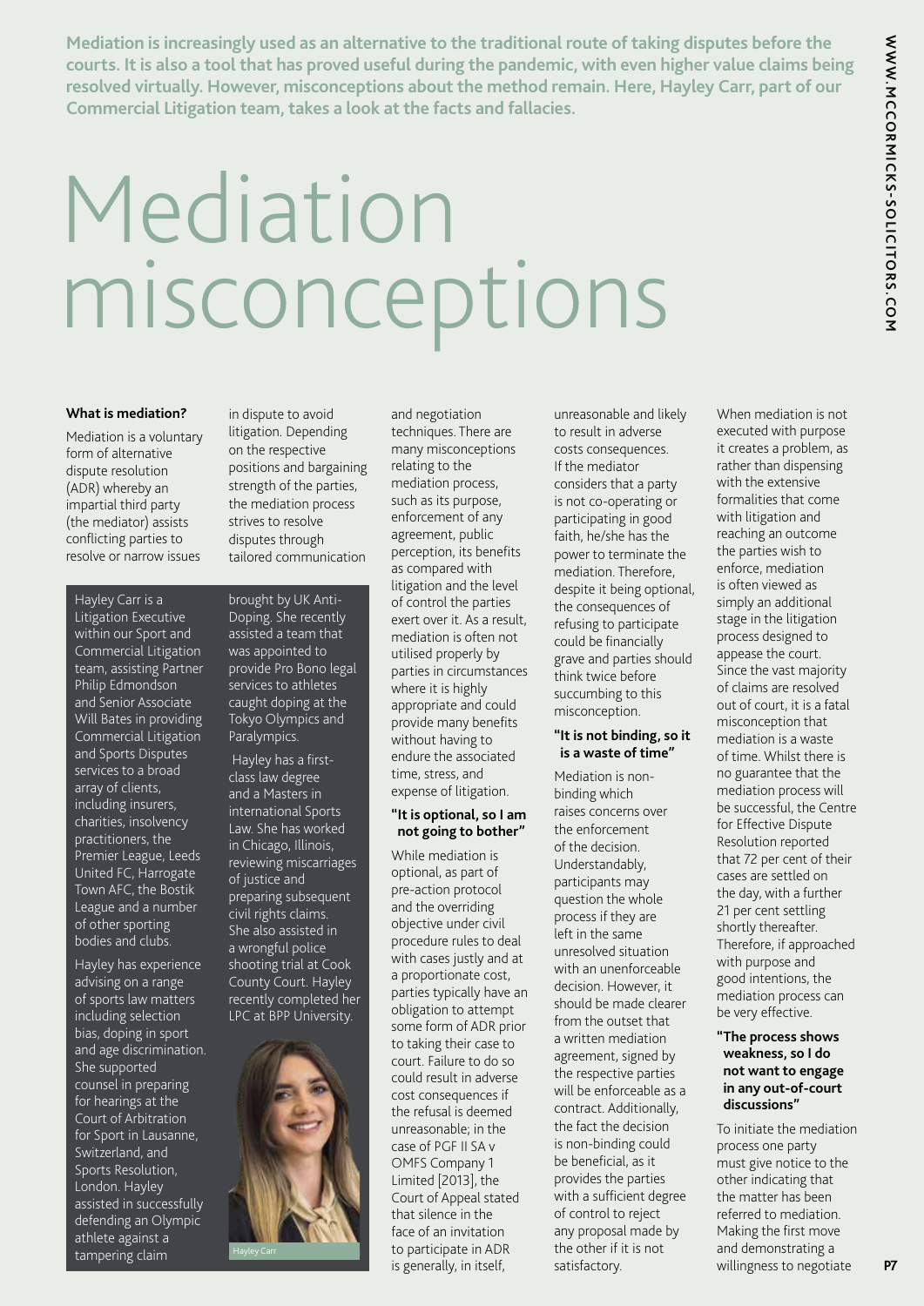Mediation is increasingly used as an alternative to the traditional route of taking disputes before the courts. It is also a tool that has proved useful during the pandemic, with even higher value claims being resolved virtually. However, misconceptions about the method remain. Here, Hayley Carr, part of our Commercial Litigation team, takes a look at the facts and fallacies.

# Mediation misconceptions

### What is mediation?

Mediation is a voluntary form of alternative dispute resolution (ADR) whereby an impartial third party (the mediator) assists conflicting parties to resolve or narrow issues in dispute to avoid litigation. Depending on the respective positions and bargaining strength of the parties, the mediation process strives to resolve disputes through tailored communication and negotiation techniques. There are many misconceptions relating to the mediation process, such as its purpose, enforcement of any agreement, public perception, its benefits as compared with litigation and the level of control the parties exert over it. As a result, mediation is often not utilised properly by parties in circumstances where it is highly appropriate and could provide many benefits without having to endure the associated time, stress, and expense of litigation.

> Hayley Carr is a Litigation Executive within our Sport and Commercial Litigation team, assisting Partner Philip Edmondson and Senior Associate Will Bates in providing Commercial Litigation and Sports Disputes services to a broad array of clients, including insurers, charities, insolvency practitioners, the Premier League, Leeds United FC, Harrogate Town AFC, the Bostik League and a number of other sporting bodies and clubs.
>
> Hayley has experience advising on a range of sports law matters including selection bias, doping in sport and age discrimination. She supported counsel in preparing for hearings at the Court of Arbitration for Sport in Lausanne, Switzerland, and Sports Resolution, London. Hayley assisted in successfully defending an Olympic athlete against a tampering claim brought by UK Anti-Doping. She recently assisted a team that was appointed to provide Pro Bono legal services to athletes caught doping at the Tokyo Olympics and Paralympics.
>
> Hayley has a first-class law degree and a Masters in international Sports Law. She has worked in Chicago, Illinois, reviewing miscarriages of justice and preparing subsequent civil rights claims. She also assisted in a wrongful police shooting trial at Cook County Court. Hayley recently completed her LPC at BPP University.
>
> Hayley Carr

### "It is optional, so I am not going to bother"

While mediation is optional, as part of pre-action protocol and the overriding objective under civil procedure rules to deal with cases justly and at a proportionate cost, parties typically have an obligation to attempt some form of ADR prior to taking their case to court. Failure to do so could result in adverse cost consequences if the refusal is deemed unreasonable; in the case of PGF II SA v OMFS Company 1 Limited [2013], the Court of Appeal stated that silence in the face of an invitation to participate in ADR is generally, in itself, unreasonable and likely to result in adverse costs consequences. If the mediator considers that a party is not co-operating or participating in good faith, he/she has the power to terminate the mediation. Therefore, despite it being optional, the consequences of refusing to participate could be financially grave and parties should think twice before succumbing to this misconception.

### "It is not binding, so it is a waste of time"

Mediation is non-binding which raises concerns over the enforcement of the decision. Understandably, participants may question the whole process if they are left in the same unresolved situation with an unenforceable decision. However, it should be made clearer from the outset that a written mediation agreement, signed by the respective parties will be enforceable as a contract. Additionally, the fact the decision is non-binding could be beneficial, as it provides the parties with a sufficient degree of control to reject any proposal made by the other if it is not satisfactory.

When mediation is not executed with purpose it creates a problem, as rather than dispensing with the extensive formalities that come with litigation and reaching an outcome the parties wish to enforce, mediation is often viewed as simply an additional stage in the litigation process designed to appease the court. Since the vast majority of claims are resolved out of court, it is a fatal misconception that mediation is a waste of time. Whilst there is no guarantee that the mediation process will be successful, the Centre for Effective Dispute Resolution reported that 72 per cent of their cases are settled on the day, with a further 21 per cent settling shortly thereafter. Therefore, if approached with purpose and good intentions, the mediation process can be very effective.

### "The process shows weakness, so I do not want to engage in any out-of-court discussions"

To initiate the mediation process one party must give notice to the other indicating that the matter has been referred to mediation. Making the first move and demonstrating a willingness to negotiate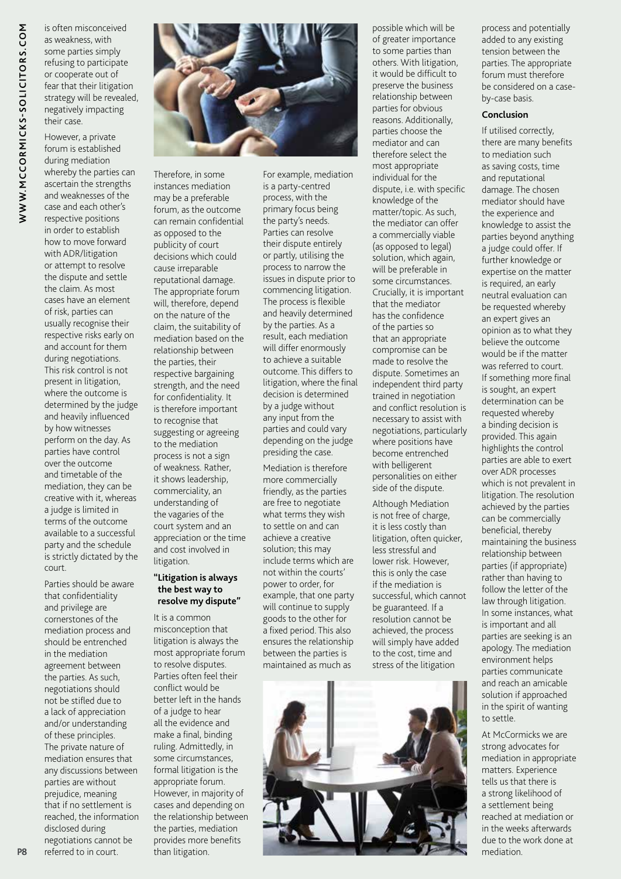is often misconceived as weakness, with some parties simply refusing to participate or cooperate out of fear that their litigation strategy will be revealed, negatively impacting their case.

However, a private forum is established during mediation whereby the parties can ascertain the strengths and weaknesses of the case and each other's respective positions in order to establish how to move forward with ADR/litigation or attempt to resolve the dispute and settle the claim. As most cases have an element of risk, parties can usually recognise their respective risks early on and account for them during negotiations. This risk control is not present in litigation, where the outcome is determined by the judge and heavily influenced by how witnesses perform on the day. As parties have control over the outcome and timetable of the mediation, they can be creative with it, whereas a judge is limited in terms of the outcome available to a successful party and the schedule is strictly dictated by the court.

Parties should be aware that confidentiality and privilege are cornerstones of the mediation process and should be entrenched in the mediation agreement between the parties. As such, negotiations should not be stifled due to a lack of appreciation and/or understanding of these principles. The private nature of mediation ensures that any discussions between parties are without prejudice, meaning that if no settlement is reached, the information disclosed during negotiations cannot be referred to in court.

Therefore, in some instances mediation may be a preferable forum, as the outcome can remain confidential as opposed to the publicity of court decisions which could cause irreparable reputational damage. The appropriate forum will, therefore, depend on the nature of the claim, the suitability of mediation based on the relationship between the parties, their respective bargaining strength, and the need for confidentiality. It is therefore important to recognise that suggesting or agreeing to the mediation process is not a sign of weakness. Rather, it shows leadership, commerciality, an understanding of the vagaries of the court system and an appreciation or the time and cost involved in litigation.

### "Litigation is always the best way to resolve my dispute"

It is a common misconception that litigation is always the most appropriate forum to resolve disputes. Parties often feel their conflict would be better left in the hands of a judge to hear all the evidence and make a final, binding ruling. Admittedly, in some circumstances, formal litigation is the appropriate forum. However, in majority of cases and depending on the relationship between the parties, mediation provides more benefits than litigation.

For example, mediation is a party-centred process, with the primary focus being the party's needs. Parties can resolve their dispute entirely or partly, utilising the process to narrow the issues in dispute prior to commencing litigation. The process is flexible and heavily determined by the parties. As a result, each mediation will differ enormously to achieve a suitable outcome. This differs to litigation, where the final decision is determined by a judge without any input from the parties and could vary depending on the judge presiding the case.

Mediation is therefore more commercially friendly, as the parties are free to negotiate what terms they wish to settle on and can achieve a creative solution; this may include terms which are not within the courts' power to order, for example, that one party will continue to supply goods to the other for a fixed period. This also ensures the relationship between the parties is maintained as much as possible which will be of greater importance to some parties than others. With litigation, it would be difficult to preserve the business relationship between parties for obvious reasons. Additionally, parties choose the mediator and can therefore select the most appropriate individual for the dispute, i.e. with specific knowledge of the matter/topic. As such, the mediator can offer a commercially viable (as opposed to legal) solution, which again, will be preferable in some circumstances. Crucially, it is important that the mediator has the confidence of the parties so that an appropriate compromise can be made to resolve the dispute. Sometimes an independent third party trained in negotiation and conflict resolution is necessary to assist with negotiations, particularly where positions have become entrenched with belligerent personalities on either side of the dispute.

Although Mediation is not free of charge, it is less costly than litigation, often quicker, less stressful and lower risk. However, this is only the case if the mediation is successful, which cannot be guaranteed. If a resolution cannot be achieved, the process will simply have added to the cost, time and stress of the litigation process and potentially added to any existing tension between the parties. The appropriate forum must therefore be considered on a case-by-case basis.

### Conclusion

If utilised correctly, there are many benefits to mediation such as saving costs, time and reputational damage. The chosen mediator should have the experience and knowledge to assist the parties beyond anything a judge could offer. If further knowledge or expertise on the matter is required, an early neutral evaluation can be requested whereby an expert gives an opinion as to what they believe the outcome would be if the matter was referred to court. If something more final is sought, an expert determination can be requested whereby a binding decision is provided. This again highlights the control parties are able to exert over ADR processes which is not prevalent in litigation. The resolution achieved by the parties can be commercially beneficial, thereby maintaining the business relationship between parties (if appropriate) rather than having to follow the letter of the law through litigation. In some instances, what is important and all parties are seeking is an apology. The mediation environment helps parties communicate and reach an amicable solution if approached in the spirit of wanting to settle.

At McCormicks we are strong advocates for mediation in appropriate matters. Experience tells us that there is a strong likelihood of a settlement being reached at mediation or in the weeks afterwards due to the work done at mediation.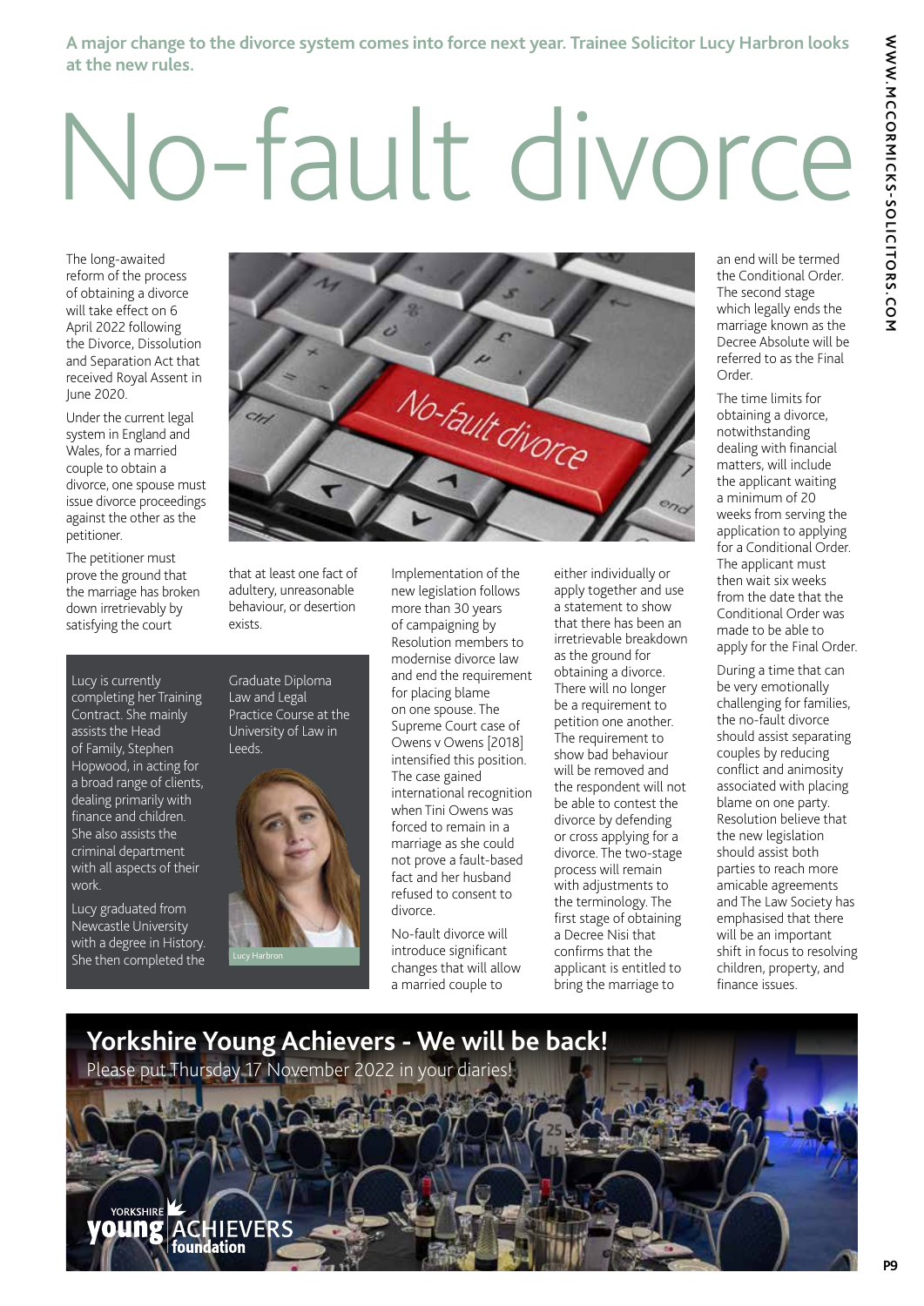A major change to the divorce system comes into force next year. Trainee Solicitor Lucy Harbron looks at the new rules.

# No-fault divorce

The long-awaited reform of the process of obtaining a divorce will take effect on 6 April 2022 following the Divorce, Dissolution and Separation Act that received Royal Assent in June 2020.

Under the current legal system in England and Wales, for a married couple to obtain a divorce, one spouse must issue divorce proceedings against the other as the petitioner.

The petitioner must prove the ground that the marriage has broken down irretrievably by satisfying the court that at least one fact of adultery, unreasonable behaviour, or desertion exists.

Lucy is currently completing her Training Contract. She mainly assists the Head of Family, Stephen Hopwood, in acting for a broad range of clients, dealing primarily with finance and children. She also assists the criminal department with all aspects of their work.

Lucy graduated from Newcastle University with a degree in History. She then completed the Graduate Diploma Law and Legal Practice Course at the University of Law in Leeds.

Lucy Harbron

Implementation of the new legislation follows more than 30 years of campaigning by Resolution members to modernise divorce law and end the requirement for placing blame on one spouse. The Supreme Court case of Owens v Owens [2018] intensified this position. The case gained international recognition when Tini Owens was forced to remain in a marriage as she could not prove a fault-based fact and her husband refused to consent to divorce.

No-fault divorce will introduce significant changes that will allow a married couple to either individually or apply together and use a statement to show that there has been an irretrievable breakdown as the ground for obtaining a divorce. There will no longer be a requirement to petition one another. The requirement to show bad behaviour will be removed and the respondent will not be able to contest the divorce by defending or cross applying for a divorce. The two-stage process will remain with adjustments to the terminology. The first stage of obtaining a Decree Nisi that confirms that the applicant is entitled to bring the marriage to an end will be termed the Conditional Order. The second stage which legally ends the marriage known as the Decree Absolute will be referred to as the Final Order.

The time limits for obtaining a divorce, notwithstanding dealing with financial matters, will include the applicant waiting a minimum of 20 weeks from serving the application to applying for a Conditional Order. The applicant must then wait six weeks from the date that the Conditional Order was made to be able to apply for the Final Order.

During a time that can be very emotionally challenging for families, the no-fault divorce should assist separating couples by reducing conflict and animosity associated with placing blame on one party. Resolution believe that the new legislation should assist both parties to reach more amicable agreements and The Law Society has emphasised that there will be an important shift in focus to resolving children, property, and finance issues.

## Yorkshire Young Achievers - We will be back!

Please put Thursday 17 November 2022 in your diaries!

Yorkshire Young Achievers foundation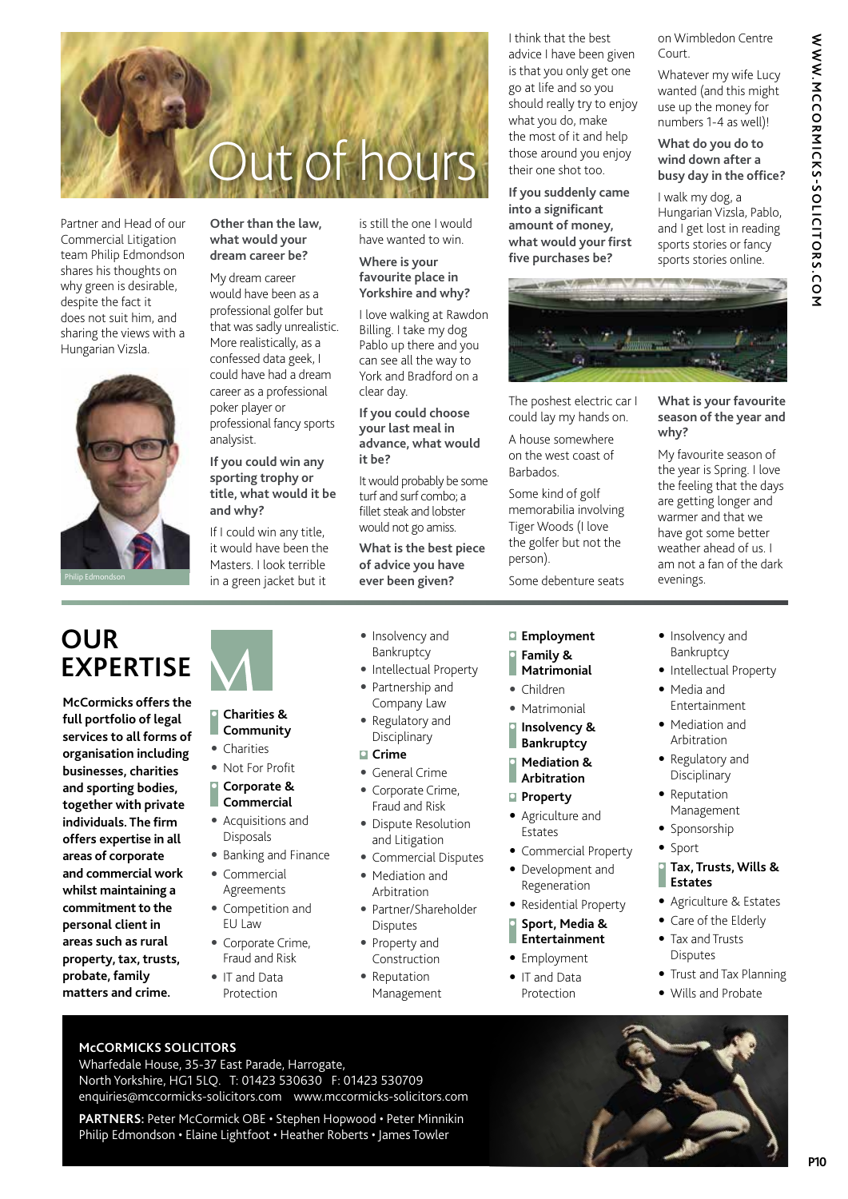# Out of hours

Partner and Head of our Commercial Litigation team Philip Edmondson shares his thoughts on why green is desirable, despite the fact it does not suit him, and sharing the views with a Hungarian Vizsla.

Philip Edmondson

**Other than the law, what would your dream career be?**

My dream career would have been as a professional golfer but that was sadly unrealistic. More realistically, as a confessed data geek, I could have had a dream career as a professional poker player or professional fancy sports analysist.

**If you could win any sporting trophy or title, what would it be and why?**

If I could win any title, it would have been the Masters. I look terrible in a green jacket but it is still the one I would have wanted to win.

**Where is your favourite place in Yorkshire and why?**

I love walking at Rawdon Billing. I take my dog Pablo up there and you can see all the way to York and Bradford on a clear day.

**If you could choose your last meal in advance, what would it be?**

It would probably be some turf and surf combo; a fillet steak and lobster would not go amiss.

**What is the best piece of advice you have ever been given?**

I think that the best advice I have been given is that you only get one go at life and so you should really try to enjoy what you do, make the most of it and help those around you enjoy their one shot too.

**If you suddenly came into a significant amount of money, what would your first five purchases be?**

The poshest electric car I could lay my hands on.

A house somewhere on the west coast of Barbados.

Some kind of golf memorabilia involving Tiger Woods (I love the golfer but not the person).

Some debenture seats on Wimbledon Centre Court.

Whatever my wife Lucy wanted (and this might use up the money for numbers 1-4 as well)!

**What do you do to wind down after a busy day in the office?**

I walk my dog, a Hungarian Vizsla, Pablo, and I get lost in reading sports stories or fancy sports stories online.

**What is your favourite season of the year and why?**

My favourite season of the year is Spring. I love the feeling that the days are getting longer and warmer and that we have got some better weather ahead of us. I am not a fan of the dark evenings.

# OUR EXPERTISE

**McCormicks offers the full portfolio of legal services to all forms of organisation including businesses, charities and sporting bodies, together with private individuals. The firm offers expertise in all areas of corporate and commercial work whilst maintaining a commitment to the personal client in areas such as rural property, tax, trusts, probate, family matters and crime.**

**Charities & Community**
- Charities
- Not For Profit

**Corporate & Commercial**
- Acquisitions and Disposals
- Banking and Finance
- Commercial Agreements
- Competition and EU Law
- Corporate Crime, Fraud and Risk
- IT and Data Protection
- Insolvency and Bankruptcy
- Intellectual Property
- Partnership and Company Law
- Regulatory and Disciplinary

**Crime**
- General Crime
- Corporate Crime, Fraud and Risk
- Dispute Resolution and Litigation
- Commercial Disputes
- Mediation and Arbitration
- Partner/Shareholder Disputes
- Property and Construction
- Reputation Management

**Employment**

**Family & Matrimonial**
- Children
- Matrimonial

**Insolvency & Bankruptcy**

**Mediation & Arbitration**

**Property**
- Agriculture and Estates
- Commercial Property
- Development and Regeneration
- Residential Property

**Sport, Media & Entertainment**
- Employment
- IT and Data Protection
- Insolvency and Bankruptcy
- Intellectual Property
- Media and Entertainment
- Mediation and Arbitration
- Regulatory and Disciplinary
- Reputation Management
- Sponsorship
- Sport

**Tax, Trusts, Wills & Estates**
- Agriculture & Estates
- Care of the Elderly
- Tax and Trusts Disputes
- Trust and Tax Planning
- Wills and Probate

**McCORMICKS SOLICITORS**
Wharfedale House, 35-37 East Parade, Harrogate,
North Yorkshire, HG1 5LQ. T: 01423 530630 F: 01423 530709
enquiries@mccormicks-solicitors.com www.mccormicks-solicitors.com

**PARTNERS:** Peter McCormick OBE • Stephen Hopwood • Peter Minnikin
Philip Edmondson • Elaine Lightfoot • Heather Roberts • James Towler